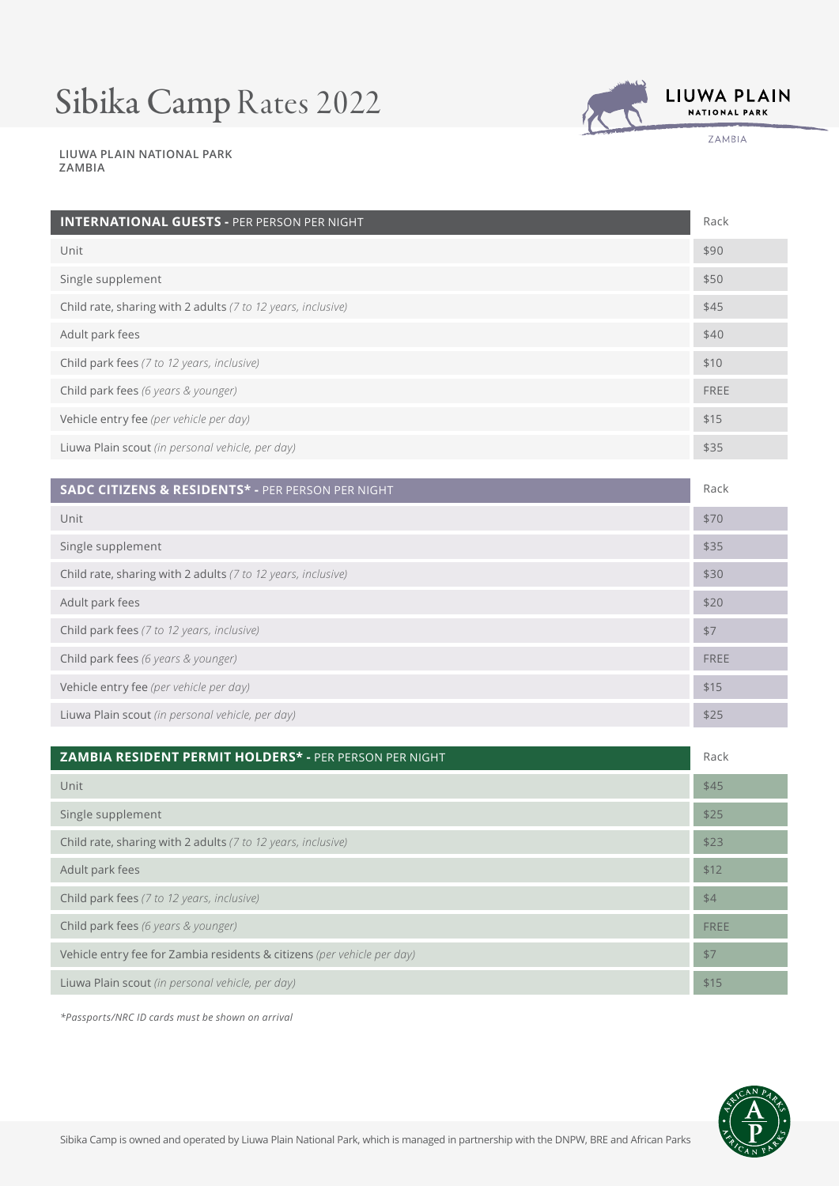# Sibika Camp Rates 2022

LIUWA PLAIN NATIONAL PARK
ZAMBIA

LIUWA PLAIN NATIONAL PARK
ZAMBIA

| **INTERNATIONAL GUESTS -** PER PERSON PER NIGHT | Rack |
|---|---|
| Unit | $90 |
| Single supplement | $50 |
| Child rate, sharing with 2 adults *(7 to 12 years, inclusive)* | $45 |
| Adult park fees | $40 |
| Child park fees *(7 to 12 years, inclusive)* | $10 |
| Child park fees *(6 years & younger)* | FREE |
| Vehicle entry fee *(per vehicle per day)* | $15 |
| Liuwa Plain scout *(in personal vehicle, per day)* | $35 |

| **SADC CITIZENS & RESIDENTS\* -** PER PERSON PER NIGHT | Rack |
|---|---|
| Unit | $70 |
| Single supplement | $35 |
| Child rate, sharing with 2 adults *(7 to 12 years, inclusive)* | $30 |
| Adult park fees | $20 |
| Child park fees *(7 to 12 years, inclusive)* | $7 |
| Child park fees *(6 years & younger)* | FREE |
| Vehicle entry fee *(per vehicle per day)* | $15 |
| Liuwa Plain scout *(in personal vehicle, per day)* | $25 |

| **ZAMBIA RESIDENT PERMIT HOLDERS\* -** PER PERSON PER NIGHT | Rack |
|---|---|
| Unit | $45 |
| Single supplement | $25 |
| Child rate, sharing with 2 adults *(7 to 12 years, inclusive)* | $23 |
| Adult park fees | $12 |
| Child park fees *(7 to 12 years, inclusive)* | $4 |
| Child park fees *(6 years & younger)* | FREE |
| Vehicle entry fee for Zambia residents & citizens *(per vehicle per day)* | $7 |
| Liuwa Plain scout *(in personal vehicle, per day)* | $15 |

*\*Passports/NRC ID cards must be shown on arrival*

Sibika Camp is owned and operated by Liuwa Plain National Park, which is managed in partnership with the DNPW, BRE and African Parks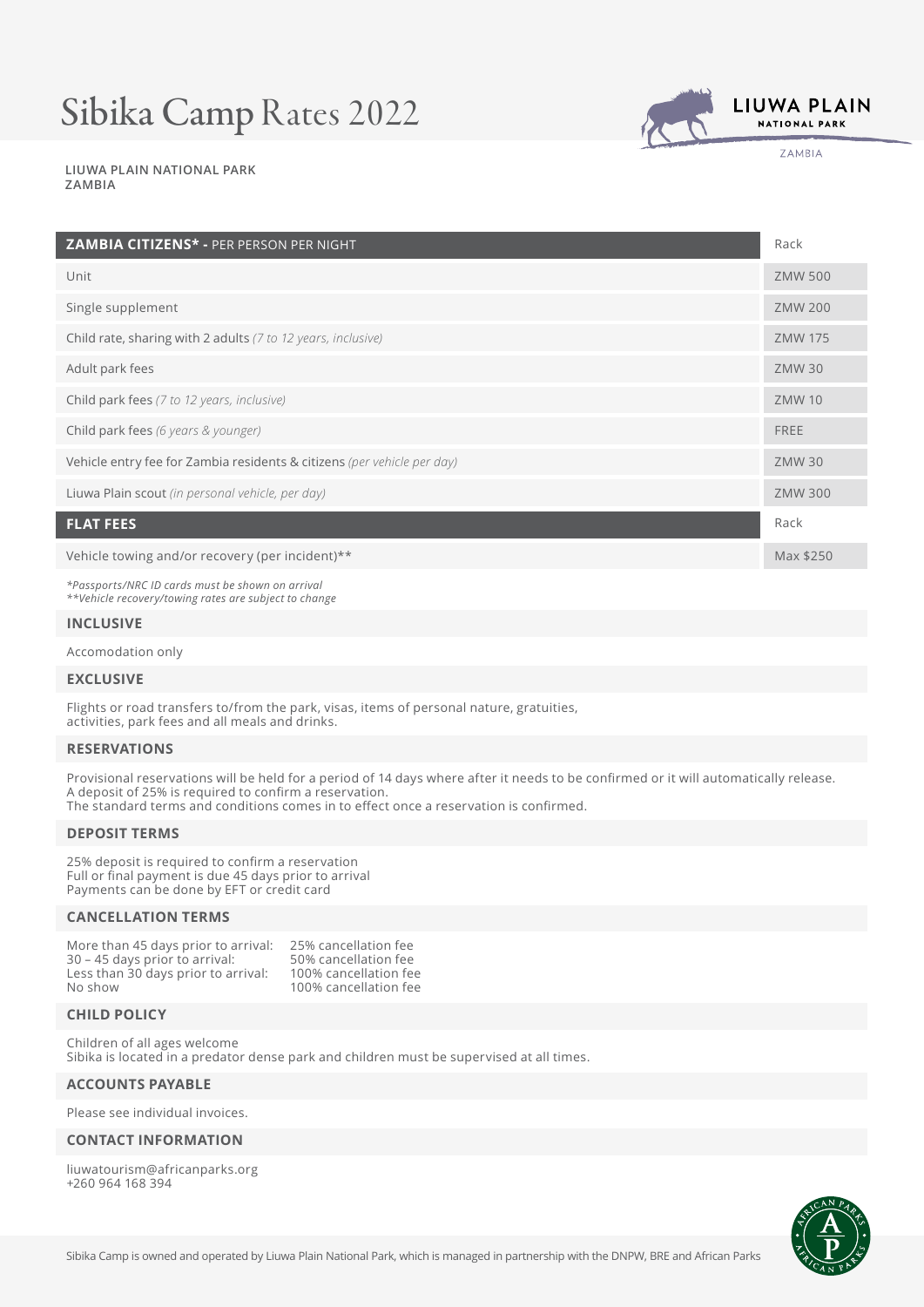# Sibika Camp Rates 2022

**LIUWA PLAIN NATIONAL PARK**
**ZAMBIA**

| **ZAMBIA CITIZENS\* -** PER PERSON PER NIGHT | Rack |
|---|---|
| Unit | ZMW 500 |
| Single supplement | ZMW 200 |
| Child rate, sharing with 2 adults *(7 to 12 years, inclusive)* | ZMW 175 |
| Adult park fees | ZMW 30 |
| Child park fees *(7 to 12 years, inclusive)* | ZMW 10 |
| Child park fees *(6 years & younger)* | FREE |
| Vehicle entry fee for Zambia residents & citizens *(per vehicle per day)* | ZMW 30 |
| Liuwa Plain scout *(in personal vehicle, per day)* | ZMW 300 |
| **FLAT FEES** | Rack |
| Vehicle towing and/or recovery (per incident)** | Max $250 |

*\*Passports/NRC ID cards must be shown on arrival*
*\*\*Vehicle recovery/towing rates are subject to change*

## INCLUSIVE

Accomodation only

## EXCLUSIVE

Flights or road transfers to/from the park, visas, items of personal nature, gratuities, activities, park fees and all meals and drinks.

## RESERVATIONS

Provisional reservations will be held for a period of 14 days where after it needs to be confirmed or it will automatically release.
A deposit of 25% is required to confirm a reservation.
The standard terms and conditions comes in to effect once a reservation is confirmed.

## DEPOSIT TERMS

25% deposit is required to confirm a reservation
Full or final payment is due 45 days prior to arrival
Payments can be done by EFT or credit card

## CANCELLATION TERMS

| | |
|---|---|
| More than 45 days prior to arrival: | 25% cancellation fee |
| 30 – 45 days prior to arrival: | 50% cancellation fee |
| Less than 30 days prior to arrival: | 100% cancellation fee |
| No show | 100% cancellation fee |

## CHILD POLICY

Children of all ages welcome
Sibika is located in a predator dense park and children must be supervised at all times.

## ACCOUNTS PAYABLE

Please see individual invoices.

## CONTACT INFORMATION

liuwatourism@africanparks.org
+260 964 168 394

Sibika Camp is owned and operated by Liuwa Plain National Park, which is managed in partnership with the DNPW, BRE and African Parks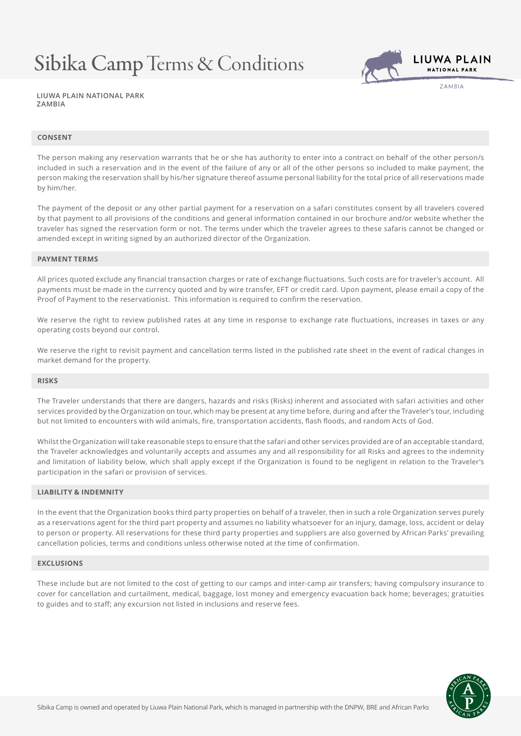# Sibika Camp Terms & Conditions

LIUWA PLAIN NATIONAL PARK
ZAMBIA

## CONSENT

The person making any reservation warrants that he or she has authority to enter into a contract on behalf of the other person/s included in such a reservation and in the event of the failure of any or all of the other persons so included to make payment, the person making the reservation shall by his/her signature thereof assume personal liability for the total price of all reservations made by him/her.

The payment of the deposit or any other partial payment for a reservation on a safari constitutes consent by all travelers covered by that payment to all provisions of the conditions and general information contained in our brochure and/or website whether the traveler has signed the reservation form or not. The terms under which the traveler agrees to these safaris cannot be changed or amended except in writing signed by an authorized director of the Organization.

## PAYMENT TERMS

All prices quoted exclude any financial transaction charges or rate of exchange fluctuations. Such costs are for traveler's account. All payments must be made in the currency quoted and by wire transfer, EFT or credit card. Upon payment, please email a copy of the Proof of Payment to the reservationist. This information is required to confirm the reservation.

We reserve the right to review published rates at any time in response to exchange rate fluctuations, increases in taxes or any operating costs beyond our control.

We reserve the right to revisit payment and cancellation terms listed in the published rate sheet in the event of radical changes in market demand for the property.

## RISKS

The Traveler understands that there are dangers, hazards and risks (Risks) inherent and associated with safari activities and other services provided by the Organization on tour, which may be present at any time before, during and after the Traveler's tour, including but not limited to encounters with wild animals, fire, transportation accidents, flash floods, and random Acts of God.

Whilst the Organization will take reasonable steps to ensure that the safari and other services provided are of an acceptable standard, the Traveler acknowledges and voluntarily accepts and assumes any and all responsibility for all Risks and agrees to the indemnity and limitation of liability below, which shall apply except if the Organization is found to be negligent in relation to the Traveler's participation in the safari or provision of services.

## LIABILITY & INDEMNITY

In the event that the Organization books third party properties on behalf of a traveler, then in such a role Organization serves purely as a reservations agent for the third part property and assumes no liability whatsoever for an injury, damage, loss, accident or delay to person or property. All reservations for these third party properties and suppliers are also governed by African Parks' prevailing cancellation policies, terms and conditions unless otherwise noted at the time of confirmation.

## EXCLUSIONS

These include but are not limited to the cost of getting to our camps and inter-camp air transfers; having compulsory insurance to cover for cancellation and curtailment, medical, baggage, lost money and emergency evacuation back home; beverages; gratuities to guides and to staff; any excursion not listed in inclusions and reserve fees.

Sibika Camp is owned and operated by Liuwa Plain National Park, which is managed in partnership with the DNPW, BRE and African Parks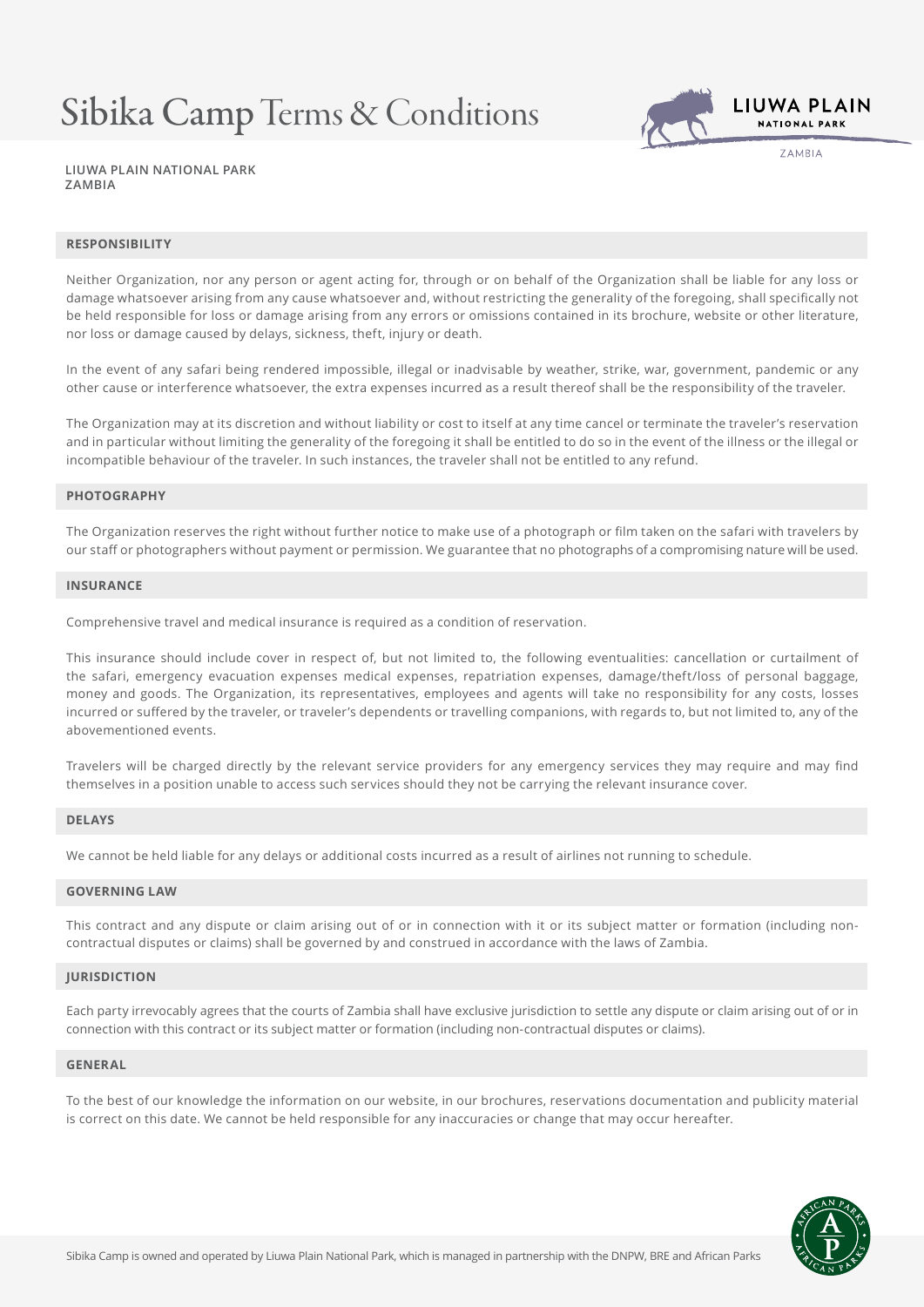# Sibika Camp Terms & Conditions

LIUWA PLAIN NATIONAL PARK
ZAMBIA

## RESPONSIBILITY

Neither Organization, nor any person or agent acting for, through or on behalf of the Organization shall be liable for any loss or damage whatsoever arising from any cause whatsoever and, without restricting the generality of the foregoing, shall specifically not be held responsible for loss or damage arising from any errors or omissions contained in its brochure, website or other literature, nor loss or damage caused by delays, sickness, theft, injury or death.

In the event of any safari being rendered impossible, illegal or inadvisable by weather, strike, war, government, pandemic or any other cause or interference whatsoever, the extra expenses incurred as a result thereof shall be the responsibility of the traveler.

The Organization may at its discretion and without liability or cost to itself at any time cancel or terminate the traveler's reservation and in particular without limiting the generality of the foregoing it shall be entitled to do so in the event of the illness or the illegal or incompatible behaviour of the traveler. In such instances, the traveler shall not be entitled to any refund.

## PHOTOGRAPHY

The Organization reserves the right without further notice to make use of a photograph or film taken on the safari with travelers by our staff or photographers without payment or permission. We guarantee that no photographs of a compromising nature will be used.

## INSURANCE

Comprehensive travel and medical insurance is required as a condition of reservation.

This insurance should include cover in respect of, but not limited to, the following eventualities: cancellation or curtailment of the safari, emergency evacuation expenses medical expenses, repatriation expenses, damage/theft/loss of personal baggage, money and goods. The Organization, its representatives, employees and agents will take no responsibility for any costs, losses incurred or suffered by the traveler, or traveler's dependents or travelling companions, with regards to, but not limited to, any of the abovementioned events.

Travelers will be charged directly by the relevant service providers for any emergency services they may require and may find themselves in a position unable to access such services should they not be carrying the relevant insurance cover.

## DELAYS

We cannot be held liable for any delays or additional costs incurred as a result of airlines not running to schedule.

## GOVERNING LAW

This contract and any dispute or claim arising out of or in connection with it or its subject matter or formation (including non-contractual disputes or claims) shall be governed by and construed in accordance with the laws of Zambia.

## JURISDICTION

Each party irrevocably agrees that the courts of Zambia shall have exclusive jurisdiction to settle any dispute or claim arising out of or in connection with this contract or its subject matter or formation (including non-contractual disputes or claims).

## GENERAL

To the best of our knowledge the information on our website, in our brochures, reservations documentation and publicity material is correct on this date. We cannot be held responsible for any inaccuracies or change that may occur hereafter.

Sibika Camp is owned and operated by Liuwa Plain National Park, which is managed in partnership with the DNPW, BRE and African Parks